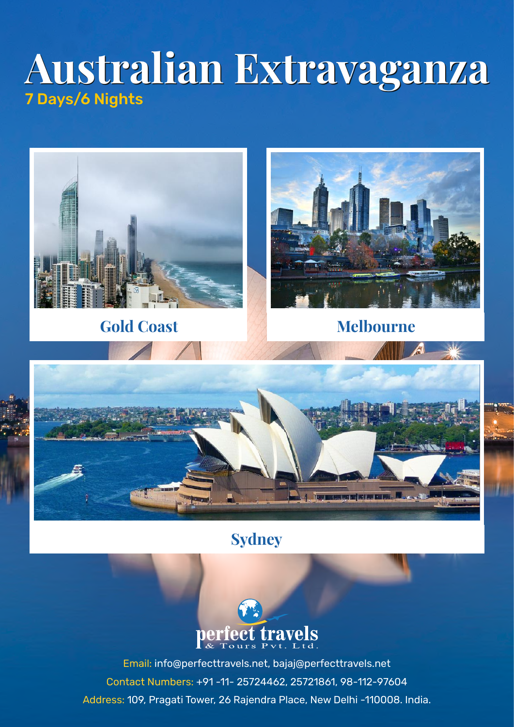# Australian Extravaganza

7 Days/6 Nights

Gold Coast

Melbourne

Sydney

perfect travels
& Tours Pvt. Ltd.

Email: info@perfecttravels.net, bajaj@perfecttravels.net

Contact Numbers: +91 -11- 25724462, 25721861, 98-112-97604

Address: 109, Pragati Tower, 26 Rajendra Place, New Delhi -110008. India.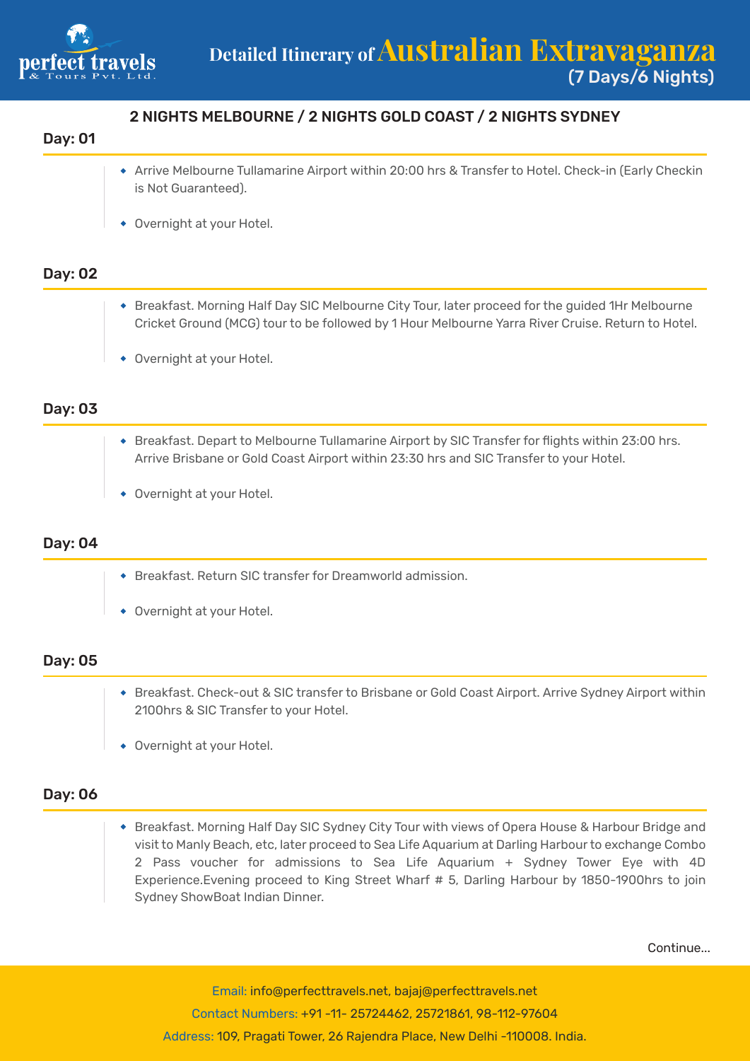# Detailed Itinerary of Australian Extravaganza (7 Days/6 Nights)

## 2 NIGHTS MELBOURNE / 2 NIGHTS GOLD COAST / 2 NIGHTS SYDNEY

### Day: 01

- Arrive Melbourne Tullamarine Airport within 20:00 hrs & Transfer to Hotel. Check-in (Early Checkin is Not Guaranteed).
- Overnight at your Hotel.

### Day: 02

- Breakfast. Morning Half Day SIC Melbourne City Tour, later proceed for the guided 1Hr Melbourne Cricket Ground (MCG) tour to be followed by 1 Hour Melbourne Yarra River Cruise. Return to Hotel.
- Overnight at your Hotel.

### Day: 03

- Breakfast. Depart to Melbourne Tullamarine Airport by SIC Transfer for flights within 23:00 hrs. Arrive Brisbane or Gold Coast Airport within 23:30 hrs and SIC Transfer to your Hotel.
- Overnight at your Hotel.

### Day: 04

- Breakfast. Return SIC transfer for Dreamworld admission.
- Overnight at your Hotel.

### Day: 05

- Breakfast. Check-out & SIC transfer to Brisbane or Gold Coast Airport. Arrive Sydney Airport within 2100hrs & SIC Transfer to your Hotel.
- Overnight at your Hotel.

### Day: 06

- Breakfast. Morning Half Day SIC Sydney City Tour with views of Opera House & Harbour Bridge and visit to Manly Beach, etc, later proceed to Sea Life Aquarium at Darling Harbour to exchange Combo 2 Pass voucher for admissions to Sea Life Aquarium + Sydney Tower Eye with 4D Experience.Evening proceed to King Street Wharf # 5, Darling Harbour by 1850-1900hrs to join Sydney ShowBoat Indian Dinner.

Continue...

Email: info@perfecttravels.net, bajaj@perfecttravels.net

Contact Numbers: +91 -11- 25724462, 25721861, 98-112-97604

Address: 109, Pragati Tower, 26 Rajendra Place, New Delhi -110008. India.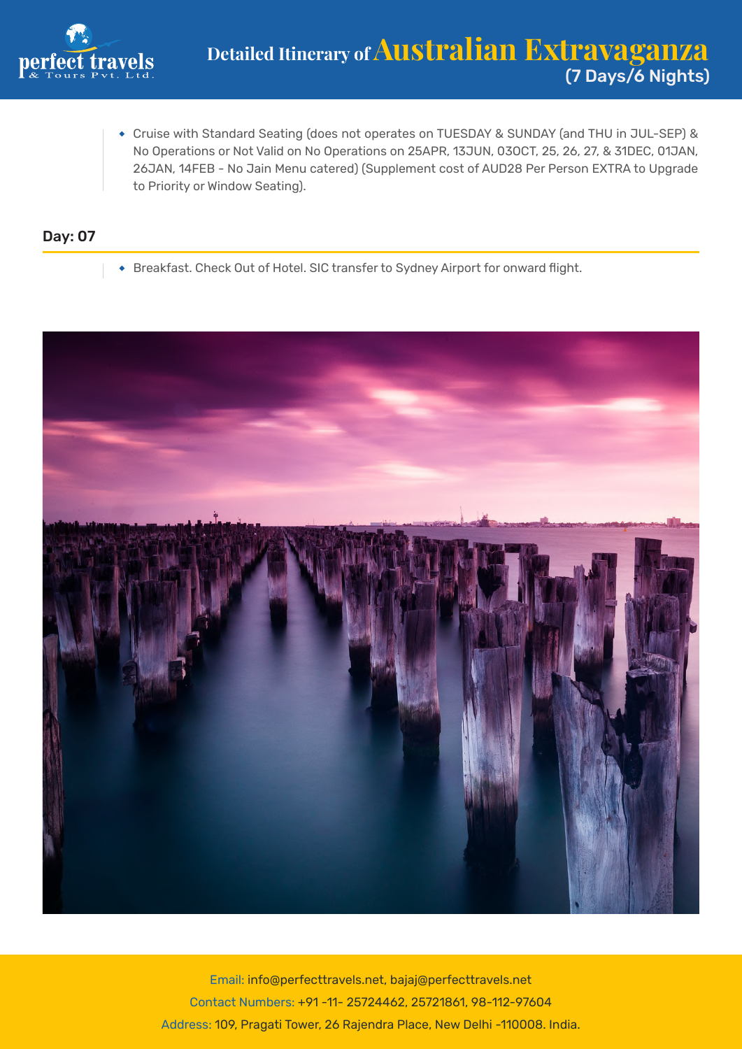- Cruise with Standard Seating (does not operates on TUESDAY & SUNDAY (and THU in JUL-SEP) & No Operations or Not Valid on No Operations on 25APR, 13JUN, 03OCT, 25, 26, 27, & 31DEC, 01JAN, 26JAN, 14FEB - No Jain Menu catered) (Supplement cost of AUD28 Per Person EXTRA to Upgrade to Priority or Window Seating).

## Day: 07

- Breakfast. Check Out of Hotel. SIC transfer to Sydney Airport for onward flight.

Email: info@perfecttravels.net, bajaj@perfecttravels.net

Contact Numbers: +91 -11- 25724462, 25721861, 98-112-97604

Address: 109, Pragati Tower, 26 Rajendra Place, New Delhi -110008. India.